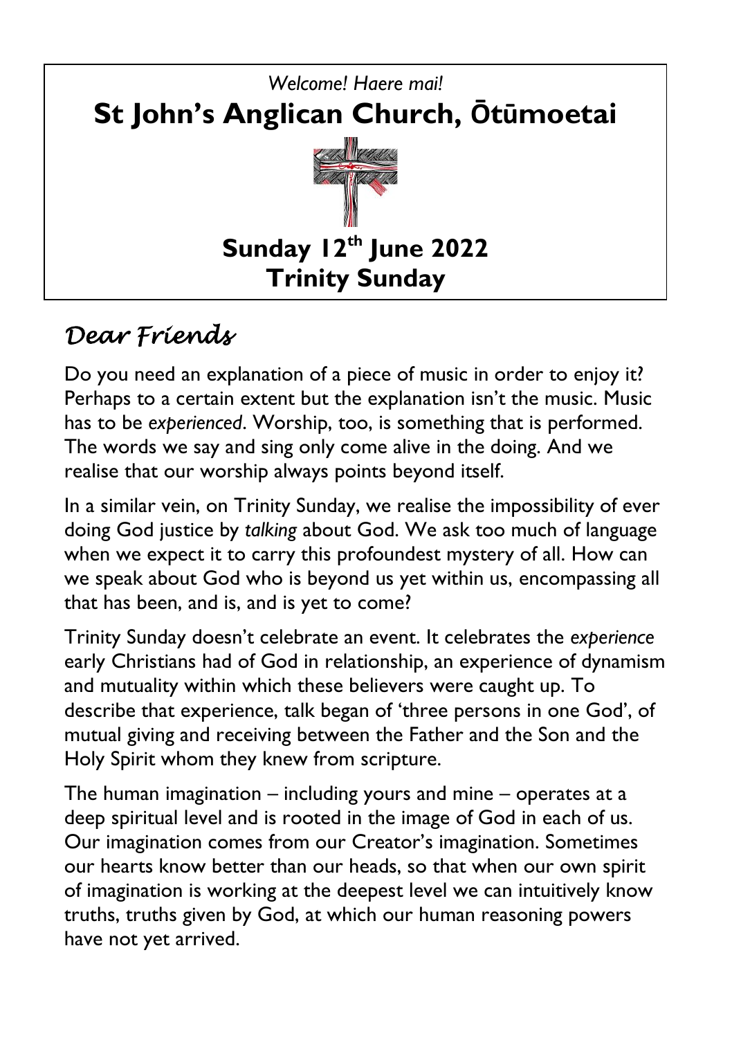*Welcome! Haere mai!*

# St John's Anglican Church, Ōtūmoetai

## Sunday 12th June 2022
## Trinity Sunday

## *Dear Friends*

Do you need an explanation of a piece of music in order to enjoy it? Perhaps to a certain extent but the explanation isn't the music. Music has to be *experienced*. Worship, too, is something that is performed. The words we say and sing only come alive in the doing. And we realise that our worship always points beyond itself.

In a similar vein, on Trinity Sunday, we realise the impossibility of ever doing God justice by *talking* about God. We ask too much of language when we expect it to carry this profoundest mystery of all. How can we speak about God who is beyond us yet within us, encompassing all that has been, and is, and is yet to come?

Trinity Sunday doesn't celebrate an event. It celebrates the *experience* early Christians had of God in relationship, an experience of dynamism and mutuality within which these believers were caught up. To describe that experience, talk began of 'three persons in one God', of mutual giving and receiving between the Father and the Son and the Holy Spirit whom they knew from scripture.

The human imagination – including yours and mine – operates at a deep spiritual level and is rooted in the image of God in each of us. Our imagination comes from our Creator's imagination. Sometimes our hearts know better than our heads, so that when our own spirit of imagination is working at the deepest level we can intuitively know truths, truths given by God, at which our human reasoning powers have not yet arrived.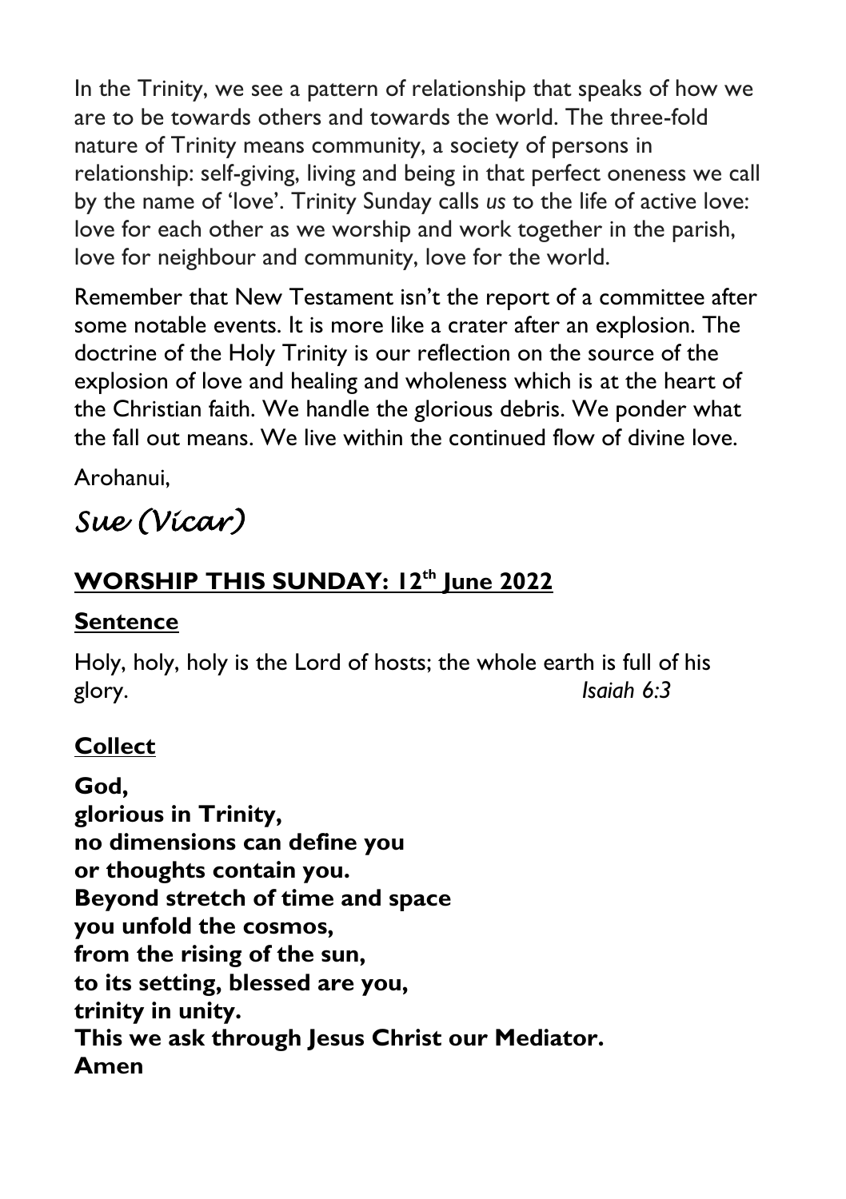In the Trinity, we see a pattern of relationship that speaks of how we are to be towards others and towards the world. The three-fold nature of Trinity means community, a society of persons in relationship: self-giving, living and being in that perfect oneness we call by the name of 'love'. Trinity Sunday calls *us* to the life of active love: love for each other as we worship and work together in the parish, love for neighbour and community, love for the world.

Remember that New Testament isn't the report of a committee after some notable events. It is more like a crater after an explosion. The doctrine of the Holy Trinity is our reflection on the source of the explosion of love and healing and wholeness which is at the heart of the Christian faith. We handle the glorious debris. We ponder what the fall out means. We live within the continued flow of divine love.

Arohanui,

*Sue (Vicar)*

## WORSHIP THIS SUNDAY: 12th June 2022

### Sentence

Holy, holy, holy is the Lord of hosts; the whole earth is full of his glory. *Isaiah 6:3*

### Collect

**God,**
**glorious in Trinity,**
**no dimensions can define you**
**or thoughts contain you.**
**Beyond stretch of time and space**
**you unfold the cosmos,**
**from the rising of the sun,**
**to its setting, blessed are you,**
**trinity in unity.**
**This we ask through Jesus Christ our Mediator.**
**Amen**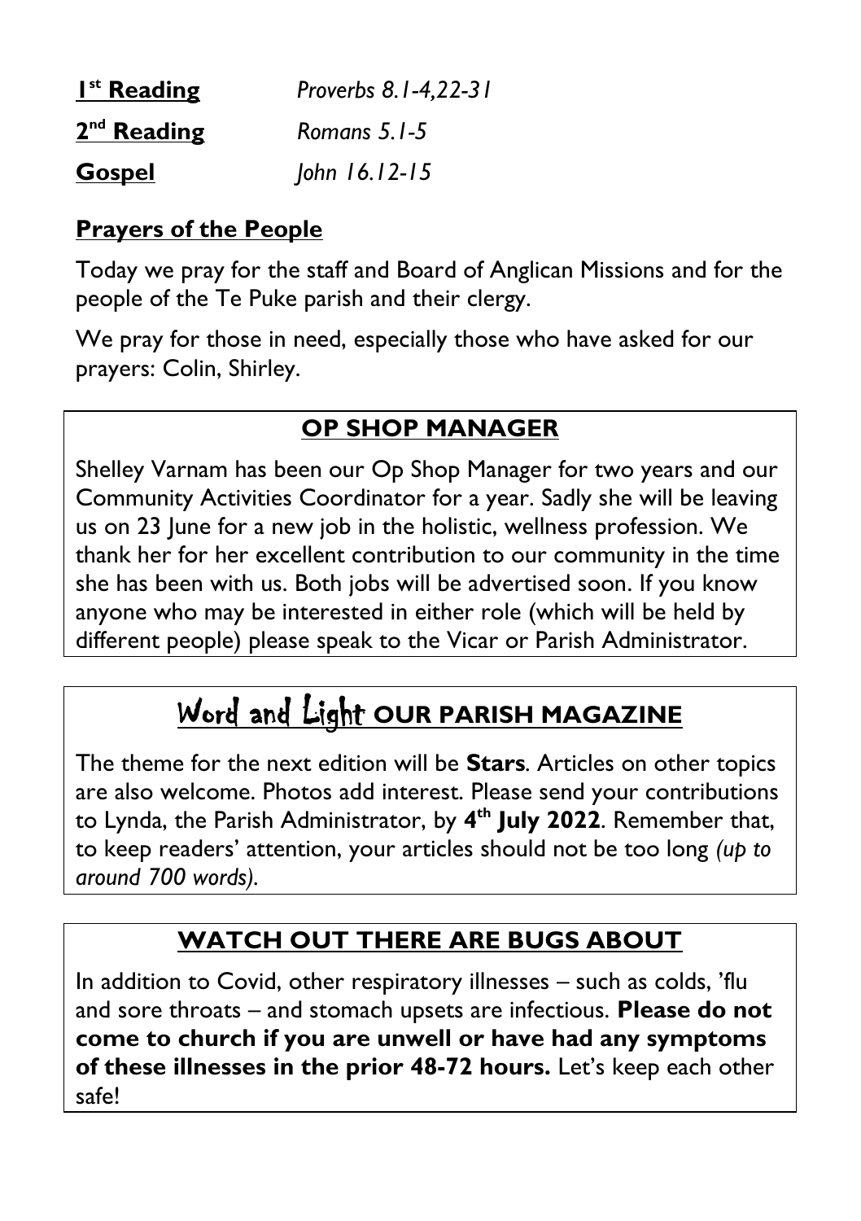**1st Reading** *Proverbs 8.1-4,22-31*

**2nd Reading** *Romans 5.1-5*

**Gospel** *John 16.12-15*

## Prayers of the People

Today we pray for the staff and Board of Anglican Missions and for the people of the Te Puke parish and their clergy.

We pray for those in need, especially those who have asked for our prayers: Colin, Shirley.

## OP SHOP MANAGER

Shelley Varnam has been our Op Shop Manager for two years and our Community Activities Coordinator for a year. Sadly she will be leaving us on 23 June for a new job in the holistic, wellness profession. We thank her for her excellent contribution to our community in the time she has been with us. Both jobs will be advertised soon. If you know anyone who may be interested in either role (which will be held by different people) please speak to the Vicar or Parish Administrator.

## Word and Light OUR PARISH MAGAZINE

The theme for the next edition will be **Stars**. Articles on other topics are also welcome. Photos add interest. Please send your contributions to Lynda, the Parish Administrator, by **4th July 2022**. Remember that, to keep readers' attention, your articles should not be too long *(up to around 700 words).*

## WATCH OUT THERE ARE BUGS ABOUT

In addition to Covid, other respiratory illnesses – such as colds, 'flu and sore throats – and stomach upsets are infectious. **Please do not come to church if you are unwell or have had any symptoms of these illnesses in the prior 48-72 hours.** Let's keep each other safe!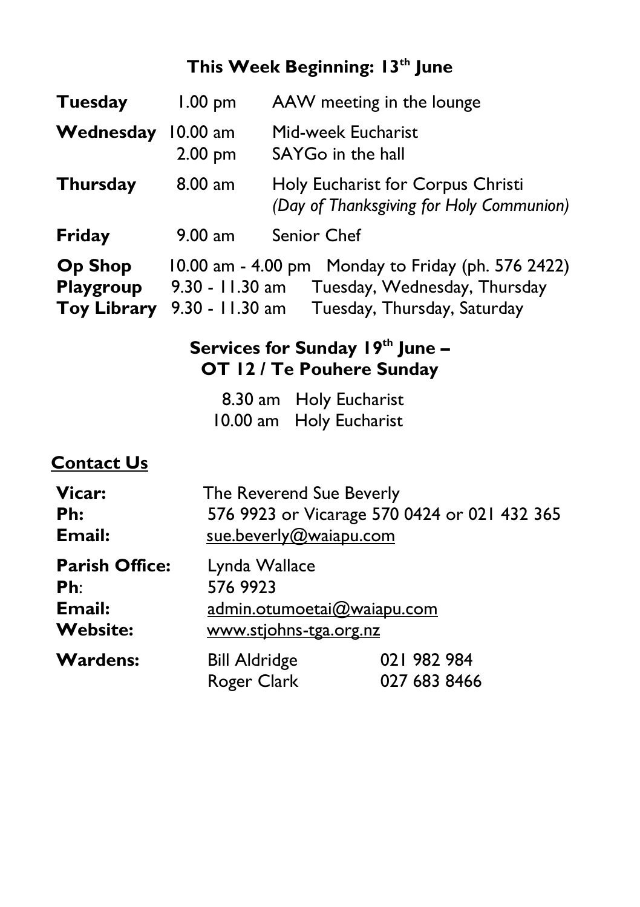## This Week Beginning: 13th June

| | | |
|---|---|---|
| **Tuesday** | 1.00 pm | AAW meeting in the lounge |
| **Wednesday** | 10.00 am | Mid-week Eucharist |
| | 2.00 pm | SAYGo in the hall |
| **Thursday** | 8.00 am | Holy Eucharist for Corpus Christi *(Day of Thanksgiving for Holy Communion)* |
| **Friday** | 9.00 am | Senior Chef |
| **Op Shop** | 10.00 am - 4.00 pm | Monday to Friday (ph. 576 2422) |
| **Playgroup** | 9.30 - 11.30 am | Tuesday, Wednesday, Thursday |
| **Toy Library** | 9.30 - 11.30 am | Tuesday, Thursday, Saturday |

## Services for Sunday 19th June – OT 12 / Te Pouhere Sunday

8.30 am Holy Eucharist
10.00 am Holy Eucharist

## Contact Us

| | | |
|---|---|---|
| **Vicar:** | The Reverend Sue Beverly | |
| **Ph:** | 576 9923 or Vicarage 570 0424 or 021 432 365 | |
| **Email:** | sue.beverly@waiapu.com | |
| **Parish Office:** | Lynda Wallace | |
| **Ph:** | 576 9923 | |
| **Email:** | admin.otumoetai@waiapu.com | |
| **Website:** | www.stjohns-tga.org.nz | |
| **Wardens:** | Bill Aldridge | 021 982 984 |
| | Roger Clark | 027 683 8466 |